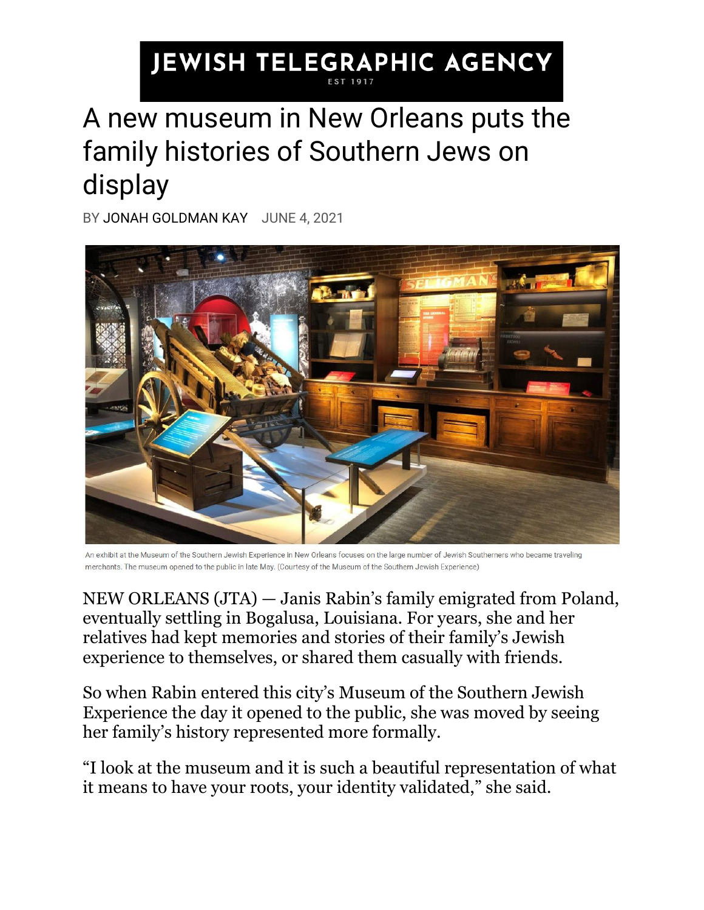JEWISH TELEGRAPHIC AGENCY

EST 1917

# A new museum in New Orleans puts the family histories of Southern Jews on display

BY JONAH GOLDMAN KAY JUNE 4, 2021

An exhibit at the Museum of the Southern Jewish Experience in New Orleans focuses on the large number of Jewish Southerners who became traveling merchants. The museum opened to the public in late May. (Courtesy of the Museum of the Southern Jewish Experience)

NEW ORLEANS (JTA) — Janis Rabin's family emigrated from Poland, eventually settling in Bogalusa, Louisiana. For years, she and her relatives had kept memories and stories of their family's Jewish experience to themselves, or shared them casually with friends.

So when Rabin entered this city's Museum of the Southern Jewish Experience the day it opened to the public, she was moved by seeing her family's history represented more formally.

"I look at the museum and it is such a beautiful representation of what it means to have your roots, your identity validated," she said.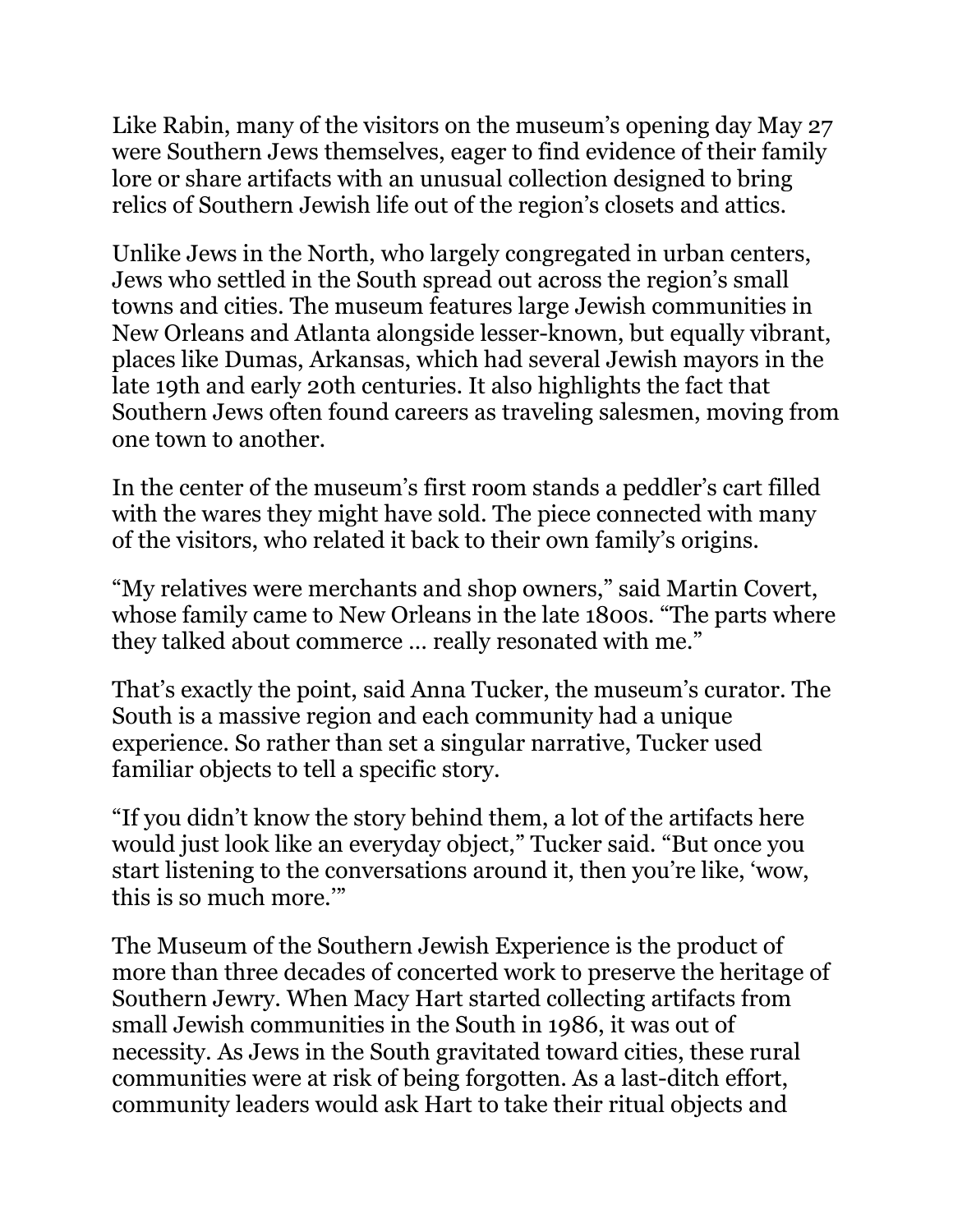Like Rabin, many of the visitors on the museum's opening day May 27 were Southern Jews themselves, eager to find evidence of their family lore or share artifacts with an unusual collection designed to bring relics of Southern Jewish life out of the region's closets and attics.

Unlike Jews in the North, who largely congregated in urban centers, Jews who settled in the South spread out across the region's small towns and cities. The museum features large Jewish communities in New Orleans and Atlanta alongside lesser-known, but equally vibrant, places like Dumas, Arkansas, which had several Jewish mayors in the late 19th and early 20th centuries. It also highlights the fact that Southern Jews often found careers as traveling salesmen, moving from one town to another.

In the center of the museum's first room stands a peddler's cart filled with the wares they might have sold. The piece connected with many of the visitors, who related it back to their own family's origins.

"My relatives were merchants and shop owners," said Martin Covert, whose family came to New Orleans in the late 1800s. "The parts where they talked about commerce … really resonated with me."

That's exactly the point, said Anna Tucker, the museum's curator. The South is a massive region and each community had a unique experience. So rather than set a singular narrative, Tucker used familiar objects to tell a specific story.

"If you didn't know the story behind them, a lot of the artifacts here would just look like an everyday object," Tucker said. "But once you start listening to the conversations around it, then you're like, 'wow, this is so much more.'"

The Museum of the Southern Jewish Experience is the product of more than three decades of concerted work to preserve the heritage of Southern Jewry. When Macy Hart started collecting artifacts from small Jewish communities in the South in 1986, it was out of necessity. As Jews in the South gravitated toward cities, these rural communities were at risk of being forgotten. As a last-ditch effort, community leaders would ask Hart to take their ritual objects and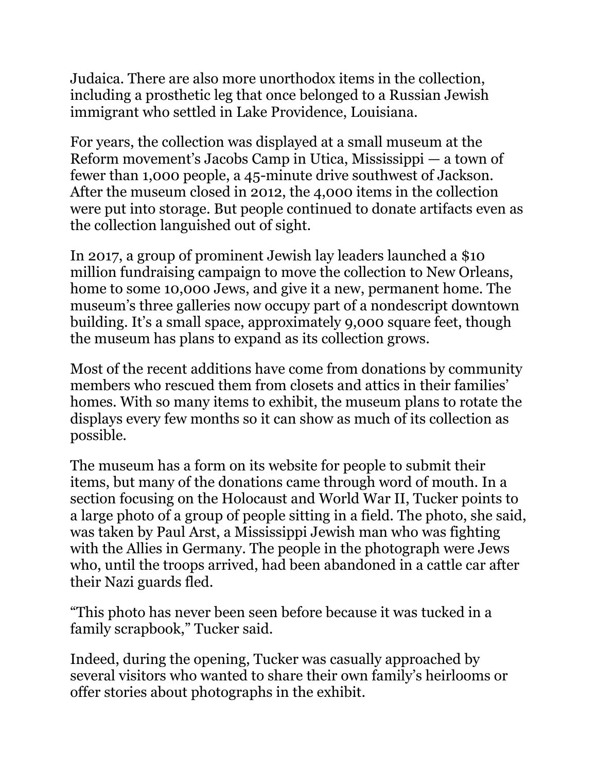Judaica. There are also more unorthodox items in the collection, including a prosthetic leg that once belonged to a Russian Jewish immigrant who settled in Lake Providence, Louisiana.

For years, the collection was displayed at a small museum at the Reform movement's Jacobs Camp in Utica, Mississippi — a town of fewer than 1,000 people, a 45-minute drive southwest of Jackson. After the museum closed in 2012, the 4,000 items in the collection were put into storage. But people continued to donate artifacts even as the collection languished out of sight.

In 2017, a group of prominent Jewish lay leaders launched a $10 million fundraising campaign to move the collection to New Orleans, home to some 10,000 Jews, and give it a new, permanent home. The museum's three galleries now occupy part of a nondescript downtown building. It's a small space, approximately 9,000 square feet, though the museum has plans to expand as its collection grows.

Most of the recent additions have come from donations by community members who rescued them from closets and attics in their families' homes. With so many items to exhibit, the museum plans to rotate the displays every few months so it can show as much of its collection as possible.

The museum has a form on its website for people to submit their items, but many of the donations came through word of mouth. In a section focusing on the Holocaust and World War II, Tucker points to a large photo of a group of people sitting in a field. The photo, she said, was taken by Paul Arst, a Mississippi Jewish man who was fighting with the Allies in Germany. The people in the photograph were Jews who, until the troops arrived, had been abandoned in a cattle car after their Nazi guards fled.

"This photo has never been seen before because it was tucked in a family scrapbook," Tucker said.

Indeed, during the opening, Tucker was casually approached by several visitors who wanted to share their own family's heirlooms or offer stories about photographs in the exhibit.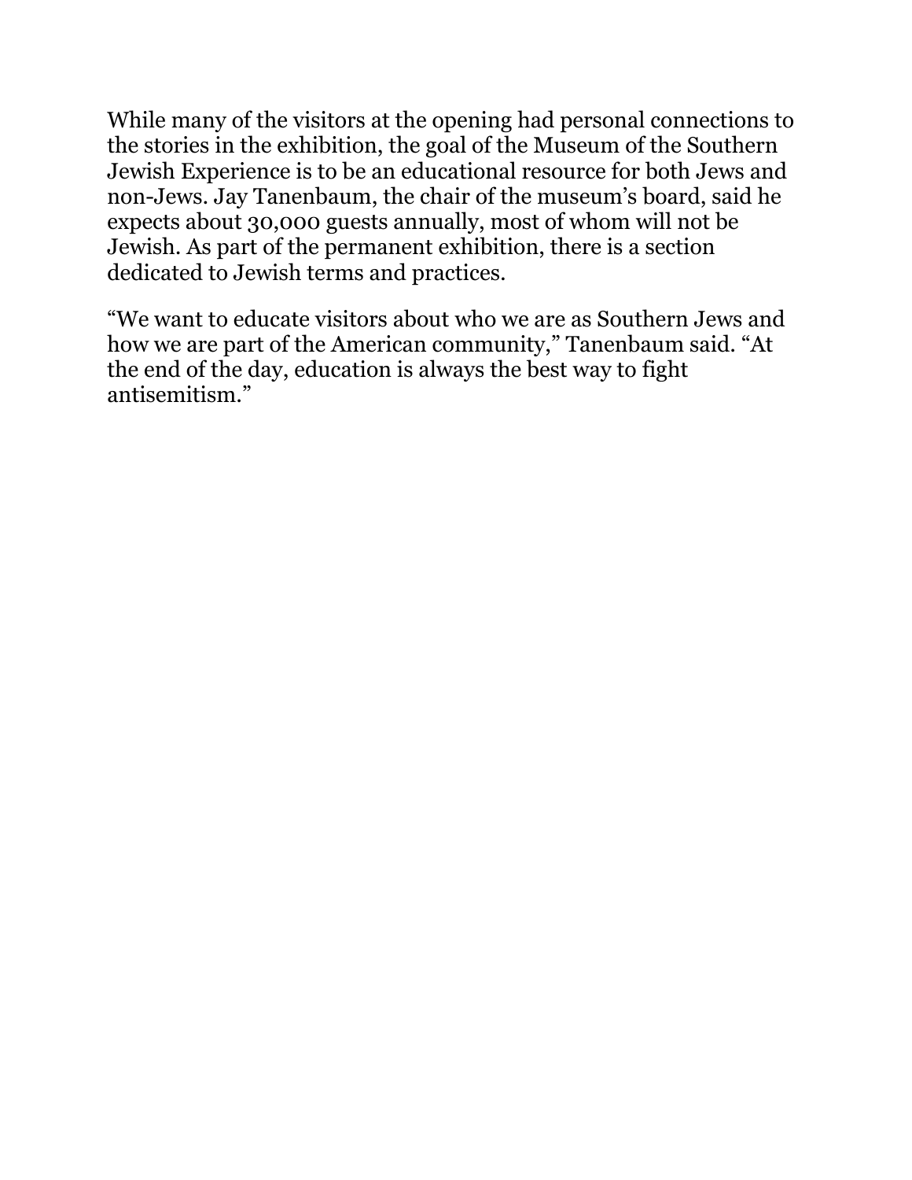While many of the visitors at the opening had personal connections to the stories in the exhibition, the goal of the Museum of the Southern Jewish Experience is to be an educational resource for both Jews and non-Jews. Jay Tanenbaum, the chair of the museum's board, said he expects about 30,000 guests annually, most of whom will not be Jewish. As part of the permanent exhibition, there is a section dedicated to Jewish terms and practices.

"We want to educate visitors about who we are as Southern Jews and how we are part of the American community," Tanenbaum said. "At the end of the day, education is always the best way to fight antisemitism."